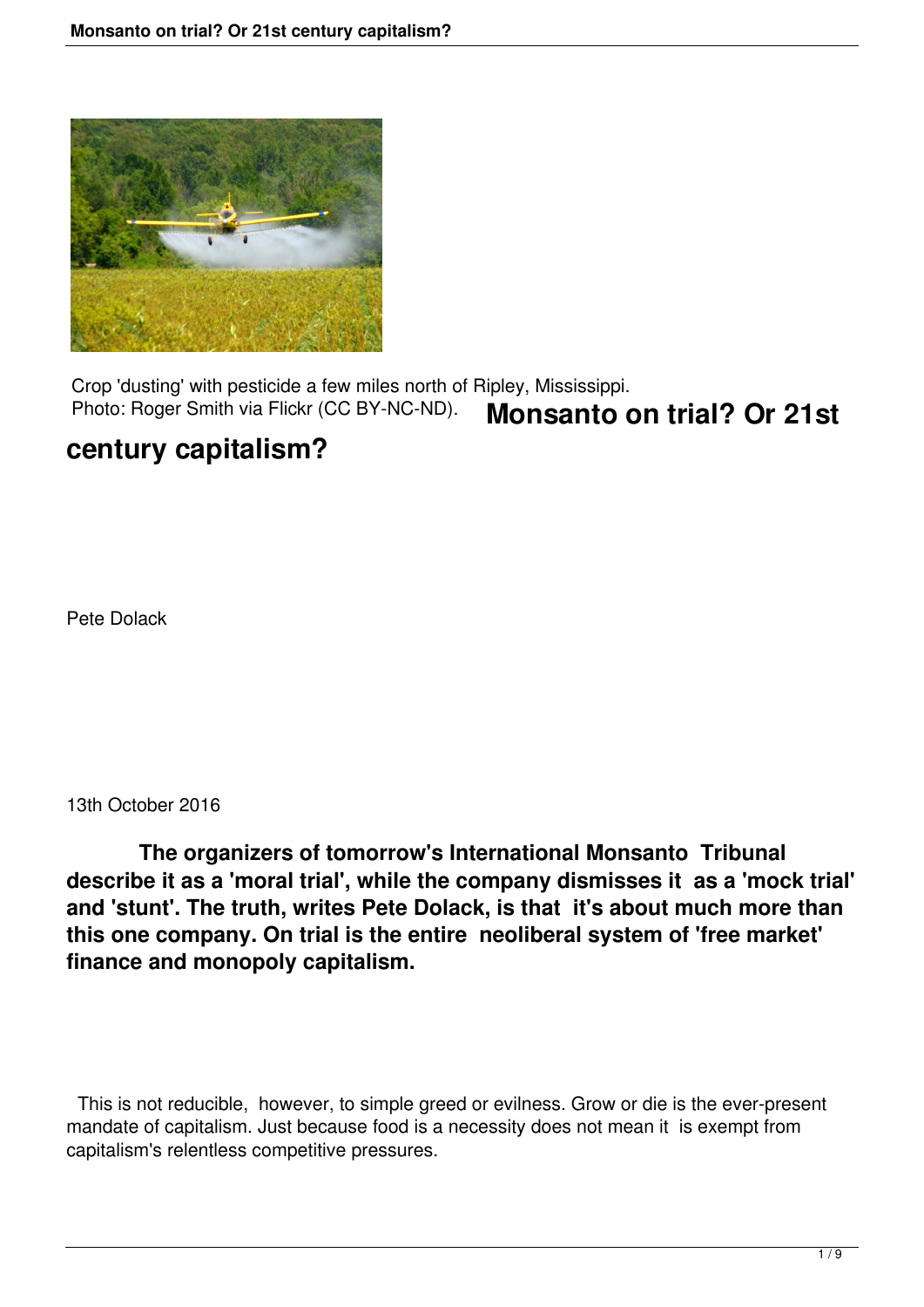Crop 'dusting' with pesticide a few miles north of Ripley, Mississippi.
Photo: Roger Smith via Flickr (CC BY-NC-ND).

# Monsanto on trial? Or 21st century capitalism?

Pete Dolack

13th October 2016

**The organizers of tomorrow's International Monsanto Tribunal describe it as a 'moral trial', while the company dismisses it as a 'mock trial' and 'stunt'. The truth, writes Pete Dolack, is that it's about much more than this one company. On trial is the entire neoliberal system of 'free market' finance and monopoly capitalism.**

This is not reducible, however, to simple greed or evilness. Grow or die is the ever-present mandate of capitalism. Just because food is a necessity does not mean it is exempt from capitalism's relentless competitive pressures.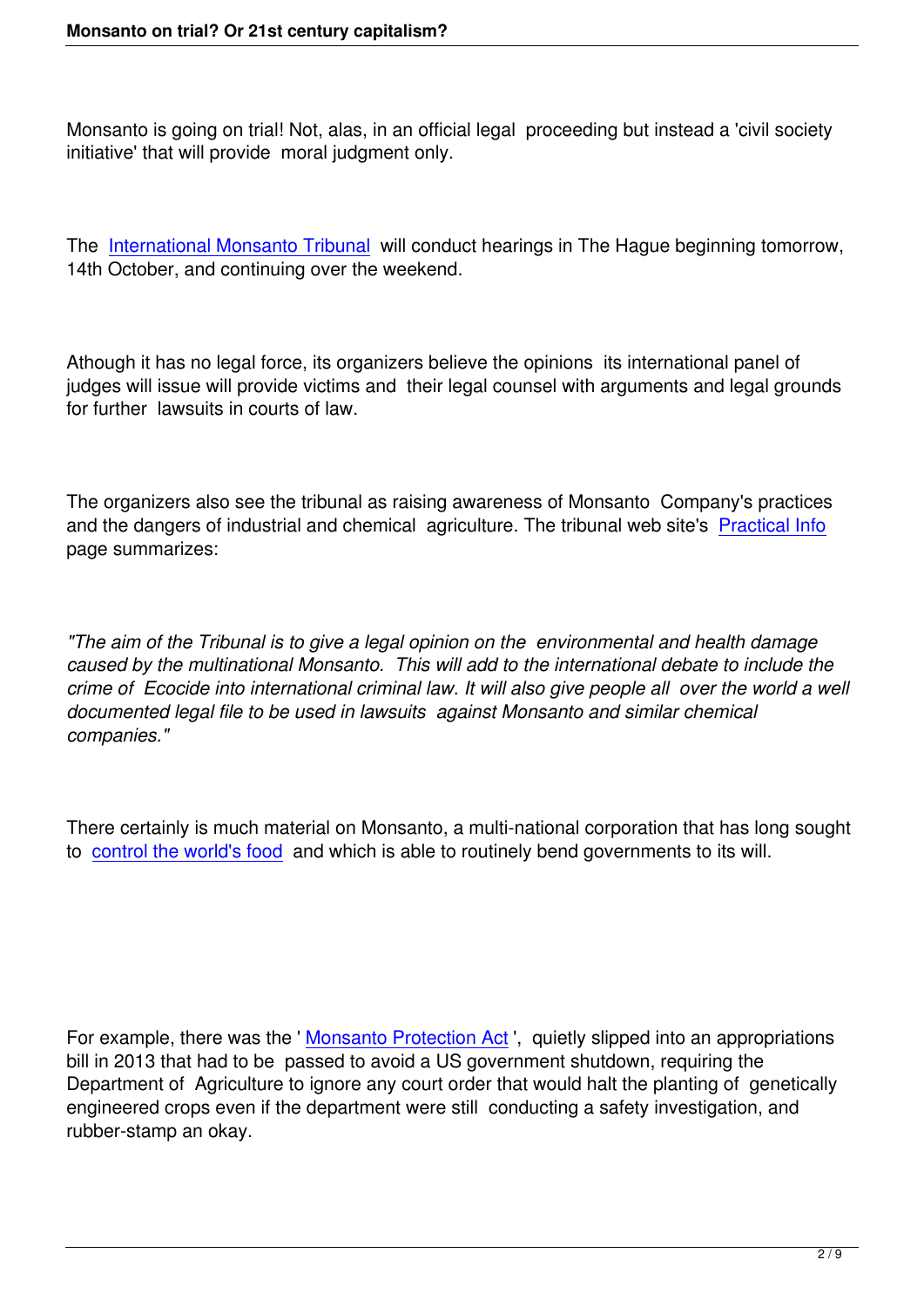Monsanto is going on trial! Not, alas, in an official legal proceeding but instead a 'civil society initiative' that will provide moral judgment only.

The International Monsanto Tribunal will conduct hearings in The Hague beginning tomorrow, 14th October, and continuing over the weekend.

Athough it has no legal force, its organizers believe the opinions its international panel of judges will issue will provide victims and their legal counsel with arguments and legal grounds for further lawsuits in courts of law.

The organizers also see the tribunal as raising awareness of Monsanto Company's practices and the dangers of industrial and chemical agriculture. The tribunal web site's Practical Info page summarizes:

*"The aim of the Tribunal is to give a legal opinion on the environmental and health damage caused by the multinational Monsanto. This will add to the international debate to include the crime of Ecocide into international criminal law. It will also give people all over the world a well documented legal file to be used in lawsuits against Monsanto and similar chemical companies."*

There certainly is much material on Monsanto, a multi-national corporation that has long sought to control the world's food and which is able to routinely bend governments to its will.

For example, there was the ' Monsanto Protection Act ', quietly slipped into an appropriations bill in 2013 that had to be passed to avoid a US government shutdown, requiring the Department of Agriculture to ignore any court order that would halt the planting of genetically engineered crops even if the department were still conducting a safety investigation, and rubber-stamp an okay.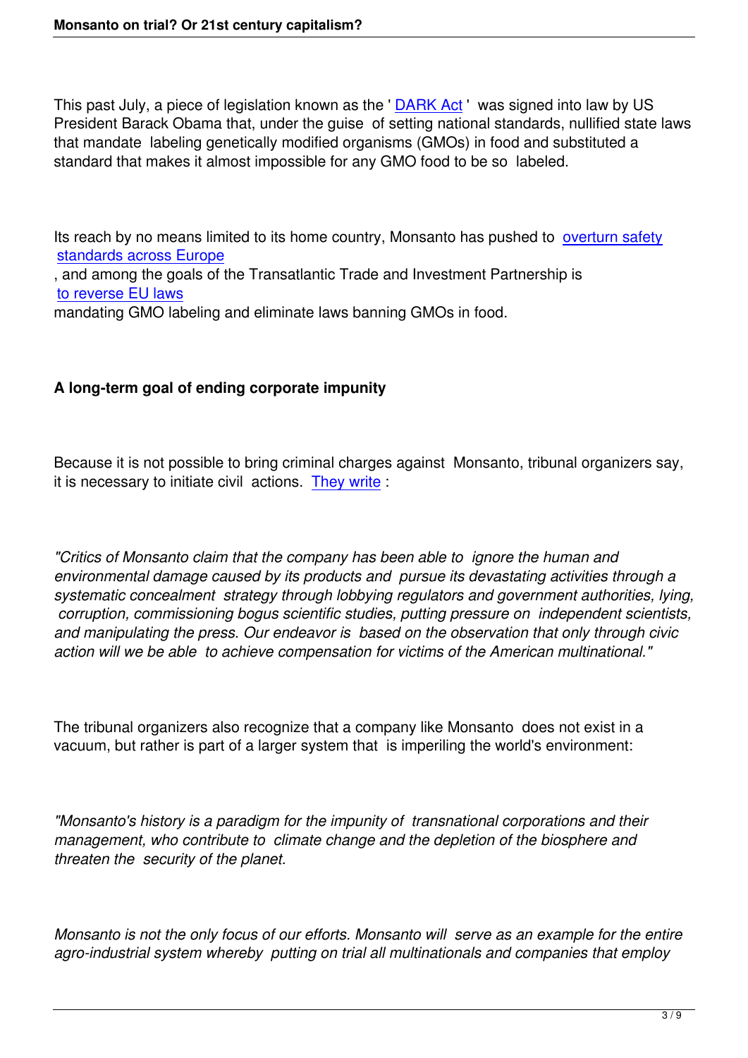This past July, a piece of legislation known as the ' DARK Act ' was signed into law by US President Barack Obama that, under the guise of setting national standards, nullified state laws that mandate labeling genetically modified organisms (GMOs) in food and substituted a standard that makes it almost impossible for any GMO food to be so labeled.

Its reach by no means limited to its home country, Monsanto has pushed to overturn safety standards across Europe, and among the goals of the Transatlantic Trade and Investment Partnership is to reverse EU laws mandating GMO labeling and eliminate laws banning GMOs in food.

## A long-term goal of ending corporate impunity

Because it is not possible to bring criminal charges against Monsanto, tribunal organizers say, it is necessary to initiate civil actions. They write :

*"Critics of Monsanto claim that the company has been able to ignore the human and environmental damage caused by its products and pursue its devastating activities through a systematic concealment strategy through lobbying regulators and government authorities, lying, corruption, commissioning bogus scientific studies, putting pressure on independent scientists, and manipulating the press. Our endeavor is based on the observation that only through civic action will we be able to achieve compensation for victims of the American multinational."*

The tribunal organizers also recognize that a company like Monsanto does not exist in a vacuum, but rather is part of a larger system that is imperiling the world's environment:

*"Monsanto's history is a paradigm for the impunity of transnational corporations and their management, who contribute to climate change and the depletion of the biosphere and threaten the security of the planet.*

*Monsanto is not the only focus of our efforts. Monsanto will serve as an example for the entire agro-industrial system whereby putting on trial all multinationals and companies that employ*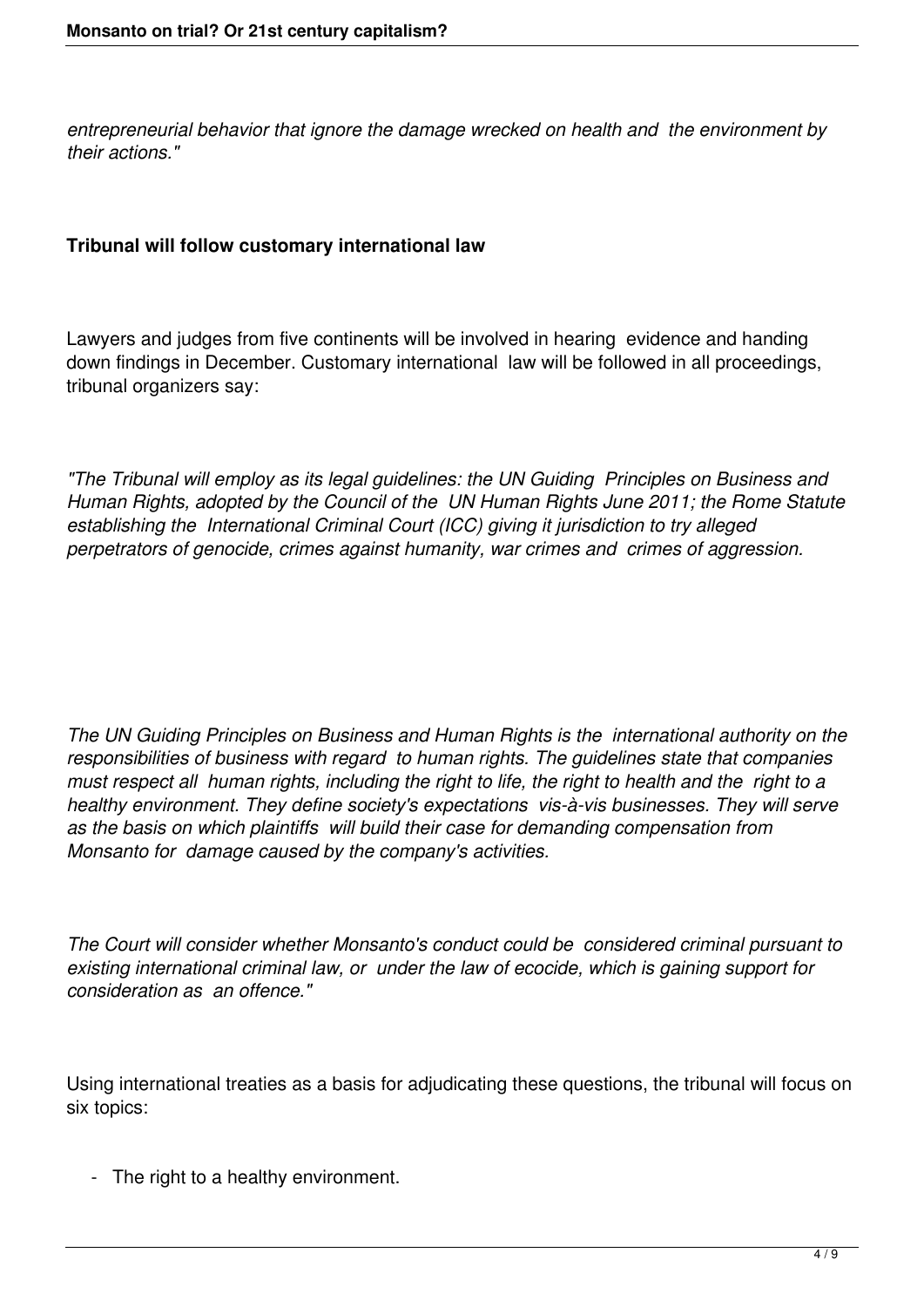*entrepreneurial behavior that ignore the damage wrecked on health and the environment by their actions."*

**Tribunal will follow customary international law**

Lawyers and judges from five continents will be involved in hearing evidence and handing down findings in December. Customary international law will be followed in all proceedings, tribunal organizers say:

*"The Tribunal will employ as its legal guidelines: the UN Guiding Principles on Business and Human Rights, adopted by the Council of the UN Human Rights June 2011; the Rome Statute establishing the International Criminal Court (ICC) giving it jurisdiction to try alleged perpetrators of genocide, crimes against humanity, war crimes and crimes of aggression.*

*The UN Guiding Principles on Business and Human Rights is the international authority on the responsibilities of business with regard to human rights. The guidelines state that companies must respect all human rights, including the right to life, the right to health and the right to a healthy environment. They define society's expectations vis-à-vis businesses. They will serve as the basis on which plaintiffs will build their case for demanding compensation from Monsanto for damage caused by the company's activities.*

*The Court will consider whether Monsanto's conduct could be considered criminal pursuant to existing international criminal law, or under the law of ecocide, which is gaining support for consideration as an offence."*

Using international treaties as a basis for adjudicating these questions, the tribunal will focus on six topics:

- The right to a healthy environment.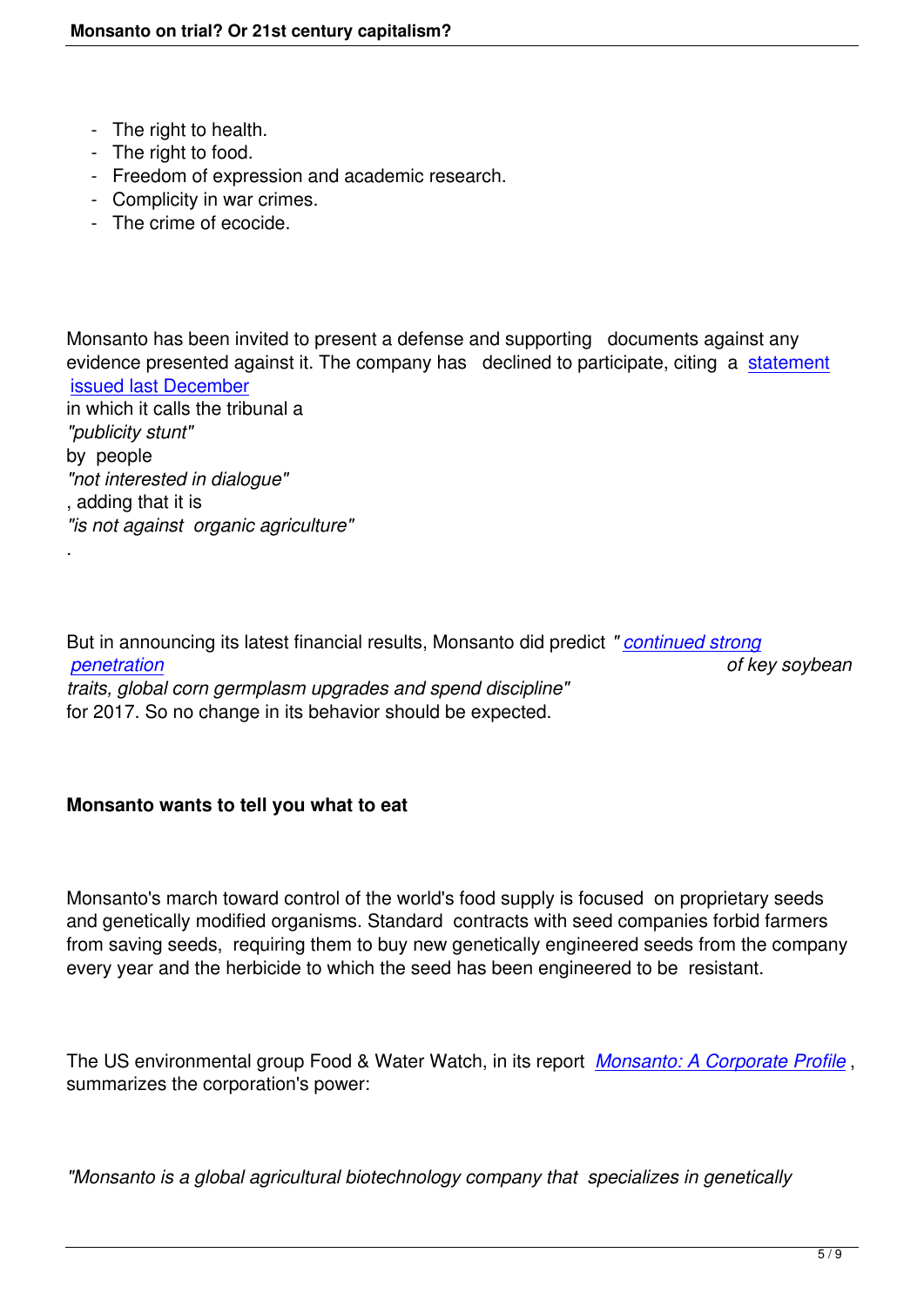- The right to health.
- The right to food.
- Freedom of expression and academic research.
- Complicity in war crimes.
- The crime of ecocide.

Monsanto has been invited to present a defense and supporting documents against any evidence presented against it. The company has declined to participate, citing a statement issued last December in which it calls the tribunal a *"publicity stunt"* by people *"not interested in dialogue"*, adding that it is *"is not against organic agriculture"*.

But in announcing its latest financial results, Monsanto did predict *"continued strong penetration of key soybean traits, global corn germplasm upgrades and spend discipline"* for 2017. So no change in its behavior should be expected.

**Monsanto wants to tell you what to eat**

Monsanto's march toward control of the world's food supply is focused on proprietary seeds and genetically modified organisms. Standard contracts with seed companies forbid farmers from saving seeds, requiring them to buy new genetically engineered seeds from the company every year and the herbicide to which the seed has been engineered to be resistant.

The US environmental group Food & Water Watch, in its report *Monsanto: A Corporate Profile*, summarizes the corporation's power:

*"Monsanto is a global agricultural biotechnology company that specializes in genetically*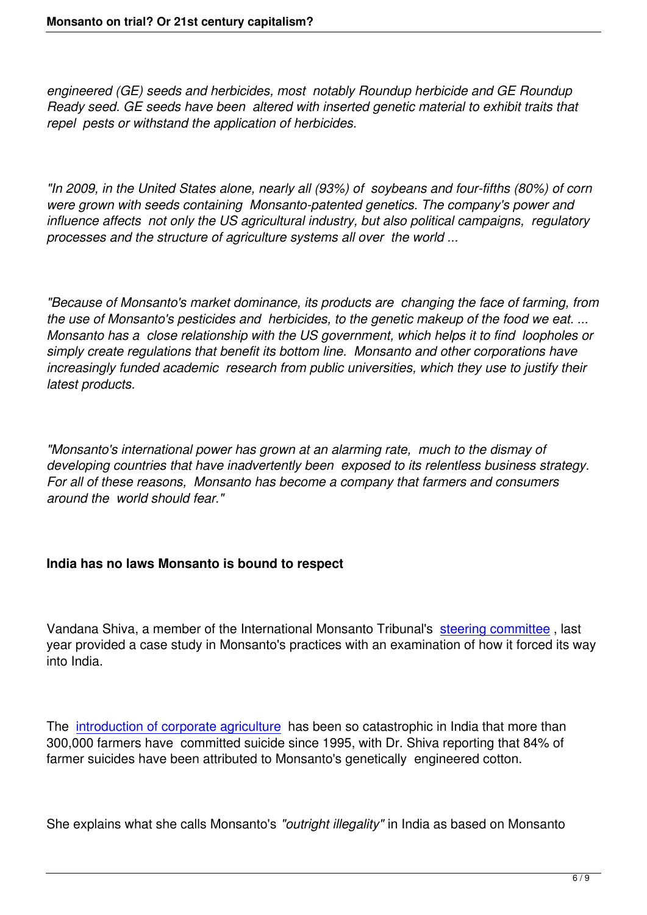*engineered (GE) seeds and herbicides, most notably Roundup herbicide and GE Roundup Ready seed. GE seeds have been altered with inserted genetic material to exhibit traits that repel pests or withstand the application of herbicides.*

*"In 2009, in the United States alone, nearly all (93%) of soybeans and four-fifths (80%) of corn were grown with seeds containing Monsanto-patented genetics. The company's power and influence affects not only the US agricultural industry, but also political campaigns, regulatory processes and the structure of agriculture systems all over the world ...*

*"Because of Monsanto's market dominance, its products are changing the face of farming, from the use of Monsanto's pesticides and herbicides, to the genetic makeup of the food we eat. ... Monsanto has a close relationship with the US government, which helps it to find loopholes or simply create regulations that benefit its bottom line. Monsanto and other corporations have increasingly funded academic research from public universities, which they use to justify their latest products.*

*"Monsanto's international power has grown at an alarming rate, much to the dismay of developing countries that have inadvertently been exposed to its relentless business strategy. For all of these reasons, Monsanto has become a company that farmers and consumers around the world should fear."*

**India has no laws Monsanto is bound to respect**

Vandana Shiva, a member of the International Monsanto Tribunal's steering committee , last year provided a case study in Monsanto's practices with an examination of how it forced its way into India.

The introduction of corporate agriculture has been so catastrophic in India that more than 300,000 farmers have committed suicide since 1995, with Dr. Shiva reporting that 84% of farmer suicides have been attributed to Monsanto's genetically engineered cotton.

She explains what she calls Monsanto's *"outright illegality"* in India as based on Monsanto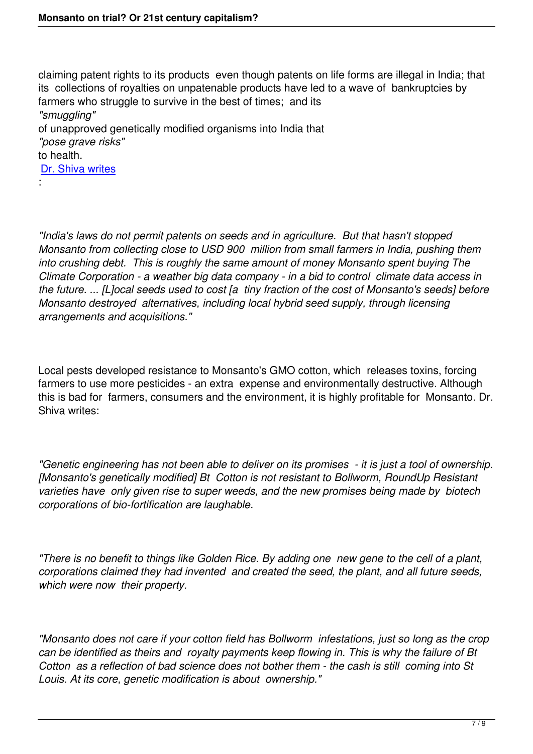claiming patent rights to its products even though patents on life forms are illegal in India; that its collections of royalties on unpatenable products have led to a wave of bankruptcies by farmers who struggle to survive in the best of times; and its *"smuggling"* of unapproved genetically modified organisms into India that *"pose grave risks"* to health. [Dr. Shiva writes](#):

*"India's laws do not permit patents on seeds and in agriculture. But that hasn't stopped Monsanto from collecting close to USD 900 million from small farmers in India, pushing them into crushing debt. This is roughly the same amount of money Monsanto spent buying The Climate Corporation - a weather big data company - in a bid to control climate data access in the future. ... [L]ocal seeds used to cost [a tiny fraction of the cost of Monsanto's seeds] before Monsanto destroyed alternatives, including local hybrid seed supply, through licensing arrangements and acquisitions."*

Local pests developed resistance to Monsanto's GMO cotton, which releases toxins, forcing farmers to use more pesticides - an extra expense and environmentally destructive. Although this is bad for farmers, consumers and the environment, it is highly profitable for Monsanto. Dr. Shiva writes:

*"Genetic engineering has not been able to deliver on its promises - it is just a tool of ownership. [Monsanto's genetically modified] Bt Cotton is not resistant to Bollworm, RoundUp Resistant varieties have only given rise to super weeds, and the new promises being made by biotech corporations of bio-fortification are laughable.*

*"There is no benefit to things like Golden Rice. By adding one new gene to the cell of a plant, corporations claimed they had invented and created the seed, the plant, and all future seeds, which were now their property.*

*"Monsanto does not care if your cotton field has Bollworm infestations, just so long as the crop can be identified as theirs and royalty payments keep flowing in. This is why the failure of Bt Cotton as a reflection of bad science does not bother them - the cash is still coming into St Louis. At its core, genetic modification is about ownership."*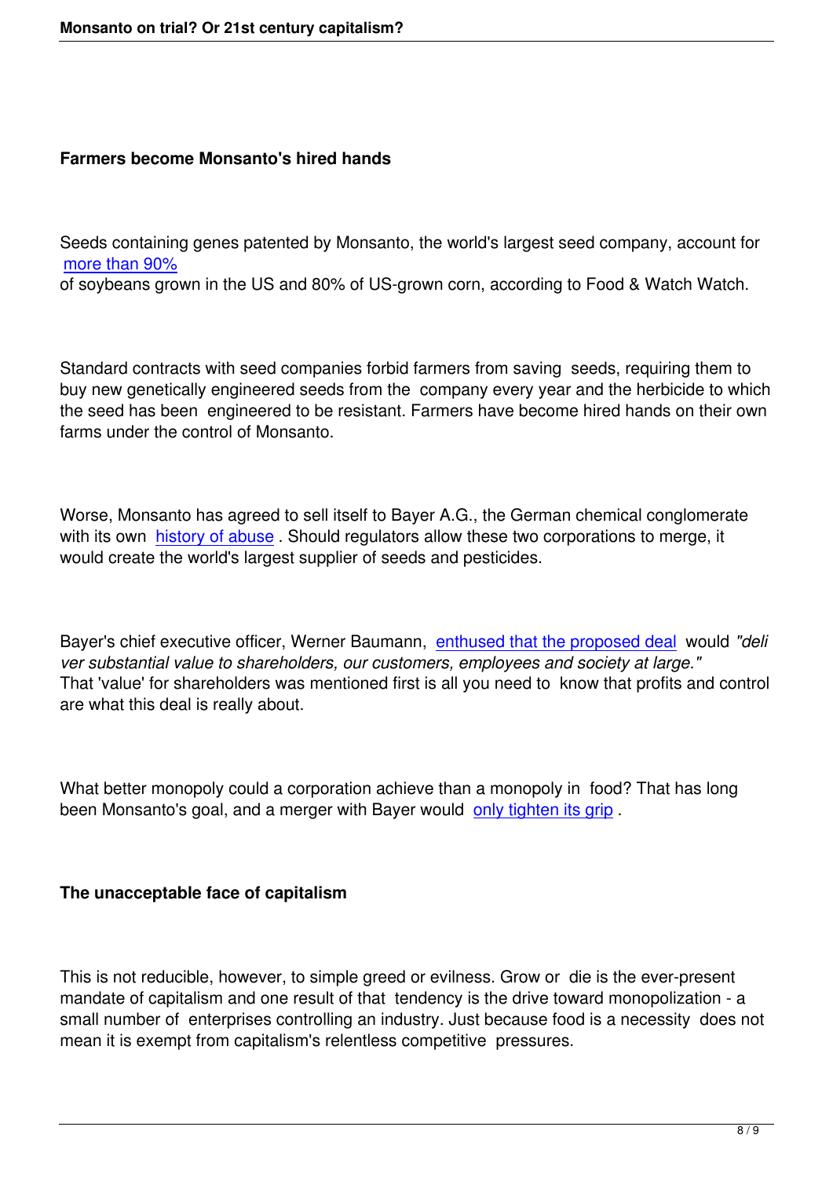## Farmers become Monsanto's hired hands

Seeds containing genes patented by Monsanto, the world's largest seed company, account for more than 90% of soybeans grown in the US and 80% of US-grown corn, according to Food & Watch Watch.

Standard contracts with seed companies forbid farmers from saving seeds, requiring them to buy new genetically engineered seeds from the company every year and the herbicide to which the seed has been engineered to be resistant. Farmers have become hired hands on their own farms under the control of Monsanto.

Worse, Monsanto has agreed to sell itself to Bayer A.G., the German chemical conglomerate with its own history of abuse. Should regulators allow these two corporations to merge, it would create the world's largest supplier of seeds and pesticides.

Bayer's chief executive officer, Werner Baumann, enthused that the proposed deal would *"deliver substantial value to shareholders, our customers, employees and society at large."* That 'value' for shareholders was mentioned first is all you need to know that profits and control are what this deal is really about.

What better monopoly could a corporation achieve than a monopoly in food? That has long been Monsanto's goal, and a merger with Bayer would only tighten its grip.

## The unacceptable face of capitalism

This is not reducible, however, to simple greed or evilness. Grow or die is the ever-present mandate of capitalism and one result of that tendency is the drive toward monopolization - a small number of enterprises controlling an industry. Just because food is a necessity does not mean it is exempt from capitalism's relentless competitive pressures.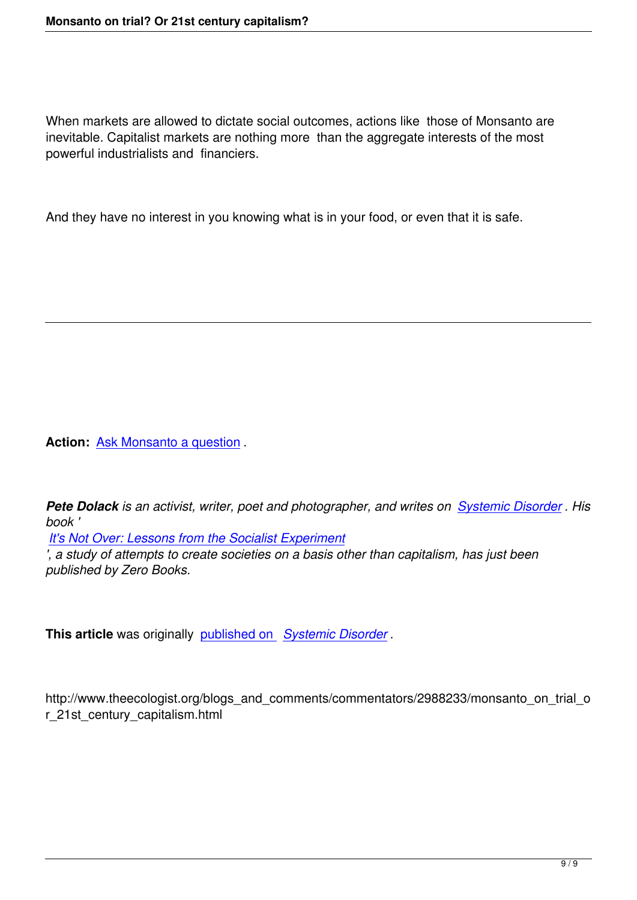When markets are allowed to dictate social outcomes, actions like those of Monsanto are inevitable. Capitalist markets are nothing more than the aggregate interests of the most powerful industrialists and financiers.

And they have no interest in you knowing what is in your food, or even that it is safe.

---

**Action:** Ask Monsanto a question .

***Pete Dolack*** *is an activist, writer, poet and photographer, and writes on* *Systemic Disorder* *. His book '* *It's Not Over: Lessons from the Socialist Experiment* *', a study of attempts to create societies on a basis other than capitalism, has just been published by Zero Books.*

**This article** was originally published on *Systemic Disorder* .

http://www.theecologist.org/blogs_and_comments/commentators/2988233/monsanto_on_trial_or_21st_century_capitalism.html